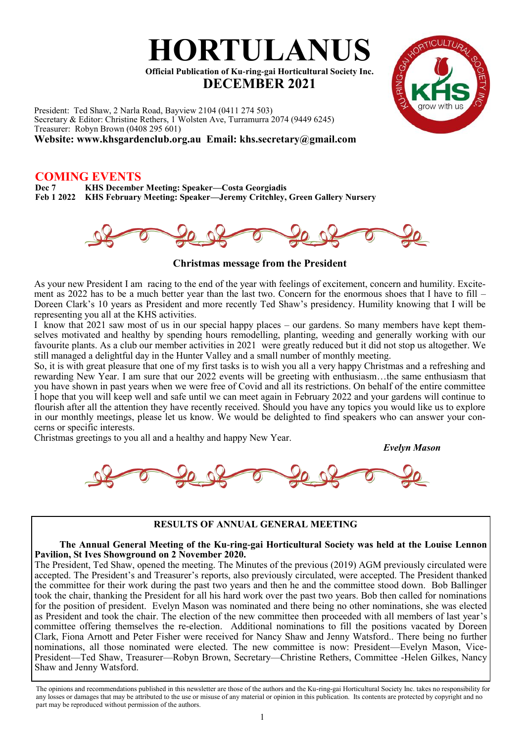# HORTULANUS

**Official Publication of Ku-ring-gai Horticultural Society Inc.**

## DECEMBER 2021

President: Ted Shaw, 2 Narla Road, Bayview 2104 (0411 274 503)
Secretary & Editor: Christine Rethers, 1 Wolsten Ave, Turramurra 2074 (9449 6245)
Treasurer: Robyn Brown (0408 295 601)

**Website: www.khsgardenclub.org.au Email: khs.secretary@gmail.com**

## COMING EVENTS

**Dec 7** **KHS December Meeting: Speaker—Costa Georgiadis**
**Feb 1 2022** **KHS February Meeting: Speaker—Jeremy Critchley, Green Gallery Nursery**

### Christmas message from the President

As your new President I am racing to the end of the year with feelings of excitement, concern and humility. Excitement as 2022 has to be a much better year than the last two. Concern for the enormous shoes that I have to fill – Doreen Clark's 10 years as President and more recently Ted Shaw's presidency. Humility knowing that I will be representing you all at the KHS activities.

I know that 2021 saw most of us in our special happy places – our gardens. So many members have kept themselves motivated and healthy by spending hours remodelling, planting, weeding and generally working with our favourite plants. As a club our member activities in 2021 were greatly reduced but it did not stop us altogether. We still managed a delightful day in the Hunter Valley and a small number of monthly meeting.

So, it is with great pleasure that one of my first tasks is to wish you all a very happy Christmas and a refreshing and rewarding New Year. I am sure that our 2022 events will be greeting with enthusiasm…the same enthusiasm that you have shown in past years when we were free of Covid and all its restrictions. On behalf of the entire committee I hope that you will keep well and safe until we can meet again in February 2022 and your gardens will continue to flourish after all the attention they have recently received. Should you have any topics you would like us to explore in our monthly meetings, please let us know. We would be delighted to find speakers who can answer your concerns or specific interests.

Christmas greetings to you all and a healthy and happy New Year.

***Evelyn Mason***

### RESULTS OF ANNUAL GENERAL MEETING

**The Annual General Meeting of the Ku-ring-gai Horticultural Society was held at the Louise Lennon Pavilion, St Ives Showground on 2 November 2020.**

The President, Ted Shaw, opened the meeting. The Minutes of the previous (2019) AGM previously circulated were accepted. The President's and Treasurer's reports, also previously circulated, were accepted. The President thanked the committee for their work during the past two years and then he and the committee stood down. Bob Ballinger took the chair, thanking the President for all his hard work over the past two years. Bob then called for nominations for the position of president. Evelyn Mason was nominated and there being no other nominations, she was elected as President and took the chair. The election of the new committee then proceeded with all members of last year's committee offering themselves the re-election. Additional nominations to fill the positions vacated by Doreen Clark, Fiona Arnott and Peter Fisher were received for Nancy Shaw and Jenny Watsford.. There being no further nominations, all those nominated were elected. The new committee is now: President—Evelyn Mason, Vice-President—Ted Shaw, Treasurer—Robyn Brown, Secretary—Christine Rethers, Committee -Helen Gilkes, Nancy Shaw and Jenny Watsford.

The opinions and recommendations published in this newsletter are those of the authors and the Ku-ring-gai Horticultural Society Inc. takes no responsibility for any losses or damages that may be attributed to the use or misuse of any material or opinion in this publication. Its contents are protected by copyright and no part may be reproduced without permission of the authors.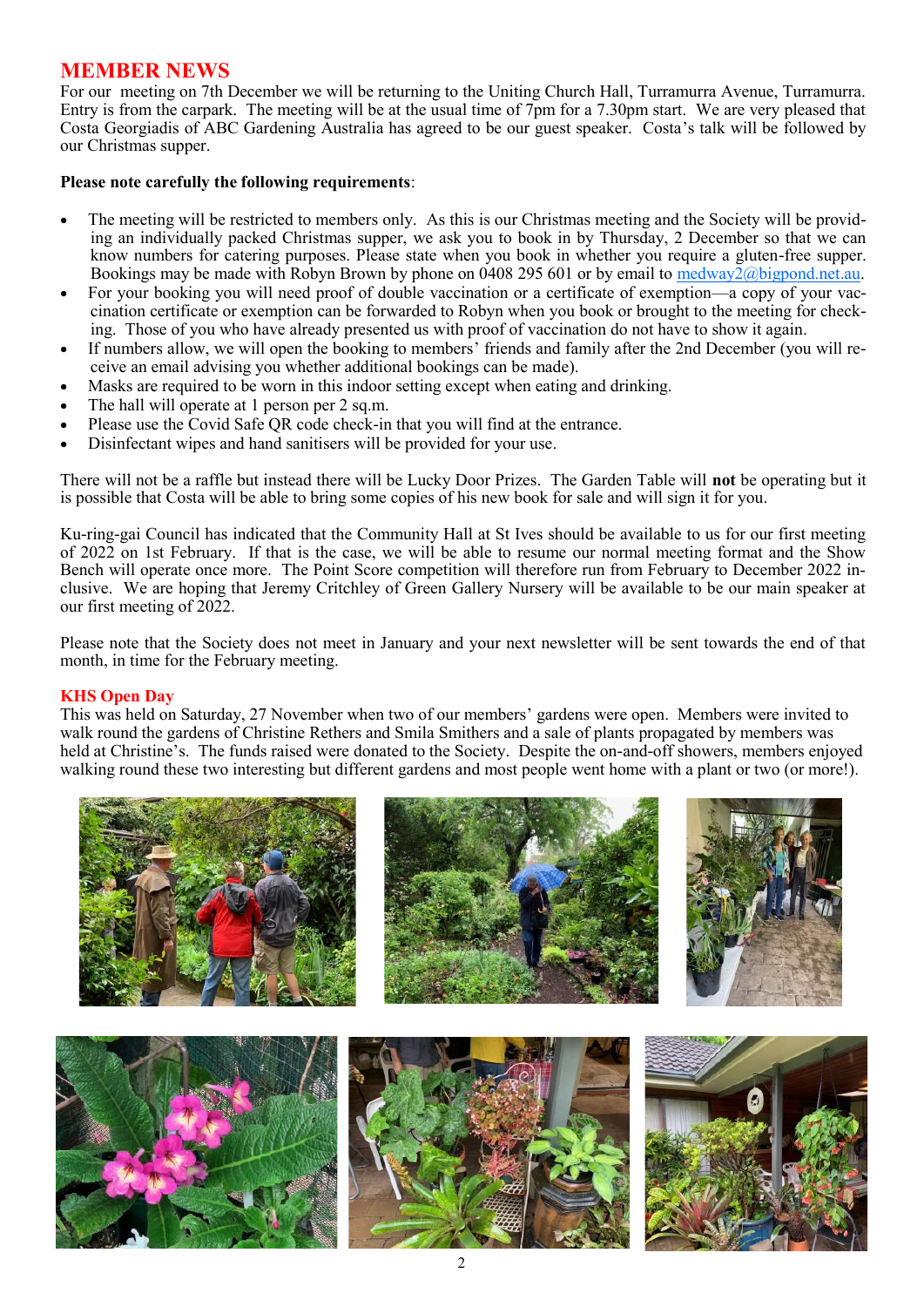## MEMBER NEWS

For our meeting on 7th December we will be returning to the Uniting Church Hall, Turramurra Avenue, Turramurra. Entry is from the carpark. The meeting will be at the usual time of 7pm for a 7.30pm start. We are very pleased that Costa Georgiadis of ABC Gardening Australia has agreed to be our guest speaker. Costa's talk will be followed by our Christmas supper.

**Please note carefully the following requirements**:

- The meeting will be restricted to members only. As this is our Christmas meeting and the Society will be providing an individually packed Christmas supper, we ask you to book in by Thursday, 2 December so that we can know numbers for catering purposes. Please state when you book in whether you require a gluten-free supper. Bookings may be made with Robyn Brown by phone on 0408 295 601 or by email to medway2@bigpond.net.au.
- For your booking you will need proof of double vaccination or a certificate of exemption—a copy of your vaccination certificate or exemption can be forwarded to Robyn when you book or brought to the meeting for checking. Those of you who have already presented us with proof of vaccination do not have to show it again.
- If numbers allow, we will open the booking to members' friends and family after the 2nd December (you will receive an email advising you whether additional bookings can be made).
- Masks are required to be worn in this indoor setting except when eating and drinking.
- The hall will operate at 1 person per 2 sq.m.
- Please use the Covid Safe QR code check-in that you will find at the entrance.
- Disinfectant wipes and hand sanitisers will be provided for your use.

There will not be a raffle but instead there will be Lucky Door Prizes. The Garden Table will **not** be operating but it is possible that Costa will be able to bring some copies of his new book for sale and will sign it for you.

Ku-ring-gai Council has indicated that the Community Hall at St Ives should be available to us for our first meeting of 2022 on 1st February. If that is the case, we will be able to resume our normal meeting format and the Show Bench will operate once more. The Point Score competition will therefore run from February to December 2022 inclusive. We are hoping that Jeremy Critchley of Green Gallery Nursery will be available to be our main speaker at our first meeting of 2022.

Please note that the Society does not meet in January and your next newsletter will be sent towards the end of that month, in time for the February meeting.

### KHS Open Day

This was held on Saturday, 27 November when two of our members' gardens were open. Members were invited to walk round the gardens of Christine Rethers and Smila Smithers and a sale of plants propagated by members was held at Christine's. The funds raised were donated to the Society. Despite the on-and-off showers, members enjoyed walking round these two interesting but different gardens and most people went home with a plant or two (or more!).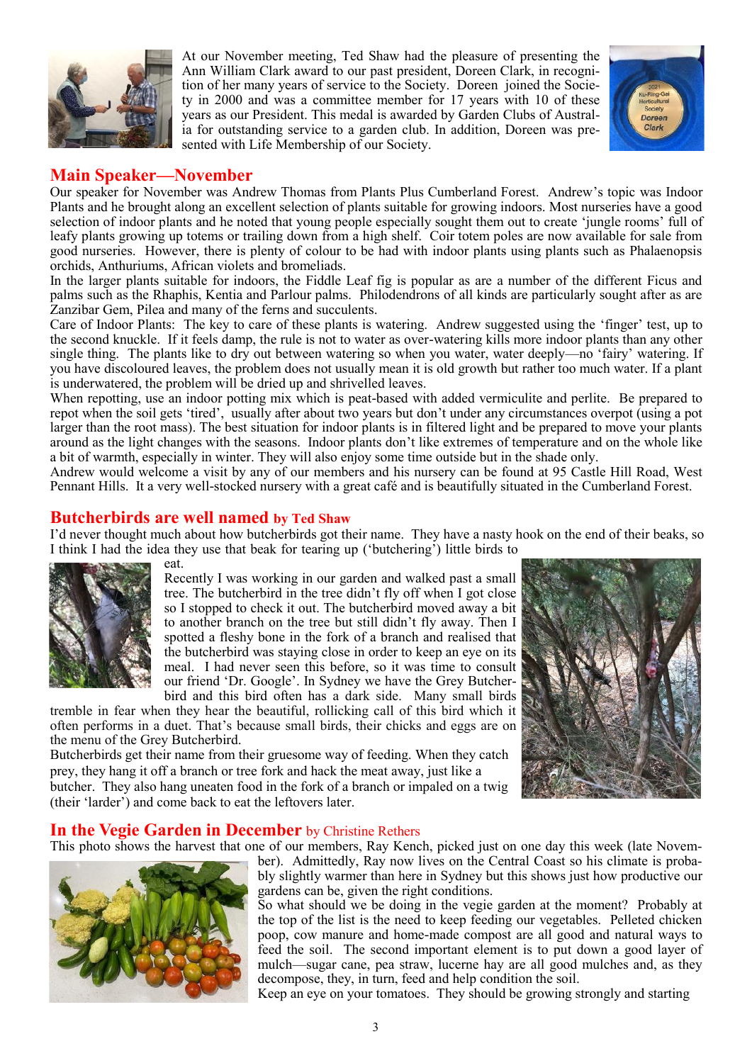At our November meeting, Ted Shaw had the pleasure of presenting the Ann William Clark award to our past president, Doreen Clark, in recognition of her many years of service to the Society. Doreen joined the Society in 2000 and was a committee member for 17 years with 10 of these years as our President. This medal is awarded by Garden Clubs of Australia for outstanding service to a garden club. In addition, Doreen was presented with Life Membership of our Society.

## Main Speaker—November

Our speaker for November was Andrew Thomas from Plants Plus Cumberland Forest. Andrew's topic was Indoor Plants and he brought along an excellent selection of plants suitable for growing indoors. Most nurseries have a good selection of indoor plants and he noted that young people especially sought them out to create 'jungle rooms' full of leafy plants growing up totems or trailing down from a high shelf. Coir totem poles are now available for sale from good nurseries. However, there is plenty of colour to be had with indoor plants using plants such as Phalaenopsis orchids, Anthuriums, African violets and bromeliads.

In the larger plants suitable for indoors, the Fiddle Leaf fig is popular as are a number of the different Ficus and palms such as the Rhaphis, Kentia and Parlour palms. Philodendrons of all kinds are particularly sought after as are Zanzibar Gem, Pilea and many of the ferns and succulents.

Care of Indoor Plants: The key to care of these plants is watering. Andrew suggested using the 'finger' test, up to the second knuckle. If it feels damp, the rule is not to water as over-watering kills more indoor plants than any other single thing. The plants like to dry out between watering so when you water, water deeply—no 'fairy' watering. If you have discoloured leaves, the problem does not usually mean it is old growth but rather too much water. If a plant is underwatered, the problem will be dried up and shrivelled leaves.

When repotting, use an indoor potting mix which is peat-based with added vermiculite and perlite. Be prepared to repot when the soil gets 'tired', usually after about two years but don't under any circumstances overpot (using a pot larger than the root mass). The best situation for indoor plants is in filtered light and be prepared to move your plants around as the light changes with the seasons. Indoor plants don't like extremes of temperature and on the whole like a bit of warmth, especially in winter. They will also enjoy some time outside but in the shade only.

Andrew would welcome a visit by any of our members and his nursery can be found at 95 Castle Hill Road, West Pennant Hills. It a very well-stocked nursery with a great café and is beautifully situated in the Cumberland Forest.

## Butcherbirds are well named by Ted Shaw

I'd never thought much about how butcherbirds got their name. They have a nasty hook on the end of their beaks, so I think I had the idea they use that beak for tearing up ('butchering') little birds to eat.

Recently I was working in our garden and walked past a small tree. The butcherbird in the tree didn't fly off when I got close so I stopped to check it out. The butcherbird moved away a bit to another branch on the tree but still didn't fly away. Then I spotted a fleshy bone in the fork of a branch and realised that the butcherbird was staying close in order to keep an eye on its meal. I had never seen this before, so it was time to consult our friend 'Dr. Google'. In Sydney we have the Grey Butcherbird and this bird often has a dark side. Many small birds tremble in fear when they hear the beautiful, rollicking call of this bird which it often performs in a duet. That's because small birds, their chicks and eggs are on the menu of the Grey Butcherbird.

Butcherbirds get their name from their gruesome way of feeding. When they catch prey, they hang it off a branch or tree fork and hack the meat away, just like a butcher. They also hang uneaten food in the fork of a branch or impaled on a twig (their 'larder') and come back to eat the leftovers later.

## In the Vegie Garden in December by Christine Rethers

This photo shows the harvest that one of our members, Ray Kench, picked just on one day this week (late November). Admittedly, Ray now lives on the Central Coast so his climate is probably slightly warmer than here in Sydney but this shows just how productive our gardens can be, given the right conditions.

So what should we be doing in the vegie garden at the moment? Probably at the top of the list is the need to keep feeding our vegetables. Pelleted chicken poop, cow manure and home-made compost are all good and natural ways to feed the soil. The second important element is to put down a good layer of mulch—sugar cane, pea straw, lucerne hay are all good mulches and, as they decompose, they, in turn, feed and help condition the soil.

Keep an eye on your tomatoes. They should be growing strongly and starting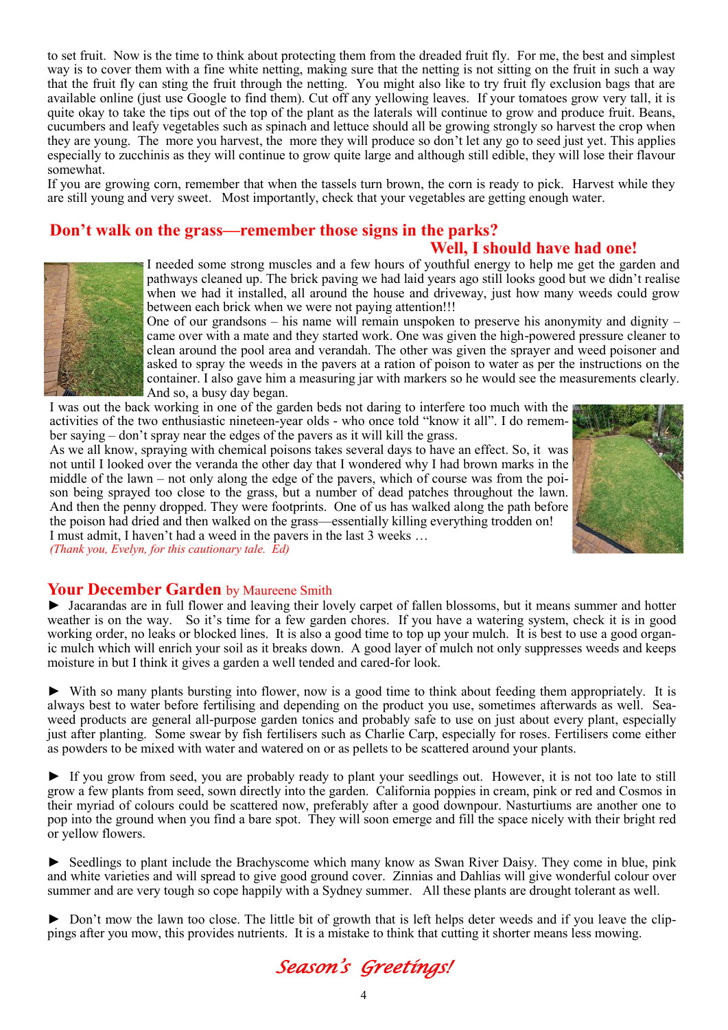to set fruit. Now is the time to think about protecting them from the dreaded fruit fly. For me, the best and simplest way is to cover them with a fine white netting, making sure that the netting is not sitting on the fruit in such a way that the fruit fly can sting the fruit through the netting. You might also like to try fruit fly exclusion bags that are available online (just use Google to find them). Cut off any yellowing leaves. If your tomatoes grow very tall, it is quite okay to take the tips out of the top of the plant as the laterals will continue to grow and produce fruit. Beans, cucumbers and leafy vegetables such as spinach and lettuce should all be growing strongly so harvest the crop when they are young. The more you harvest, the more they will produce so don't let any go to seed just yet. This applies especially to zucchinis as they will continue to grow quite large and although still edible, they will lose their flavour somewhat.

If you are growing corn, remember that when the tassels turn brown, the corn is ready to pick. Harvest while they are still young and very sweet. Most importantly, check that your vegetables are getting enough water.

## Don't walk on the grass—remember those signs in the parks? Well, I should have had one!

I needed some strong muscles and a few hours of youthful energy to help me get the garden and pathways cleaned up. The brick paving we had laid years ago still looks good but we didn't realise when we had it installed, all around the house and driveway, just how many weeds could grow between each brick when we were not paying attention!!!

One of our grandsons – his name will remain unspoken to preserve his anonymity and dignity – came over with a mate and they started work. One was given the high-powered pressure cleaner to clean around the pool area and verandah. The other was given the sprayer and weed poisoner and asked to spray the weeds in the pavers at a ration of poison to water as per the instructions on the container. I also gave him a measuring jar with markers so he would see the measurements clearly. And so, a busy day began.

I was out the back working in one of the garden beds not daring to interfere too much with the activities of the two enthusiastic nineteen-year olds - who once told "know it all". I do remember saying – don't spray near the edges of the pavers as it will kill the grass.

As we all know, spraying with chemical poisons takes several days to have an effect. So, it was not until I looked over the veranda the other day that I wondered why I had brown marks in the middle of the lawn – not only along the edge of the pavers, which of course was from the poison being sprayed too close to the grass, but a number of dead patches throughout the lawn. And then the penny dropped. They were footprints. One of us has walked along the path before the poison had dried and then walked on the grass—essentially killing everything trodden on!

I must admit, I haven't had a weed in the pavers in the last 3 weeks …

*(Thank you, Evelyn, for this cautionary tale. Ed)*

## Your December Garden by Maureene Smith

► Jacarandas are in full flower and leaving their lovely carpet of fallen blossoms, but it means summer and hotter weather is on the way. So it's time for a few garden chores. If you have a watering system, check it is in good working order, no leaks or blocked lines. It is also a good time to top up your mulch. It is best to use a good organic mulch which will enrich your soil as it breaks down. A good layer of mulch not only suppresses weeds and keeps moisture in but I think it gives a garden a well tended and cared-for look.

► With so many plants bursting into flower, now is a good time to think about feeding them appropriately. It is always best to water before fertilising and depending on the product you use, sometimes afterwards as well. Seaweed products are general all-purpose garden tonics and probably safe to use on just about every plant, especially just after planting. Some swear by fish fertilisers such as Charlie Carp, especially for roses. Fertilisers come either as powders to be mixed with water and watered on or as pellets to be scattered around your plants.

► If you grow from seed, you are probably ready to plant your seedlings out. However, it is not too late to still grow a few plants from seed, sown directly into the garden. California poppies in cream, pink or red and Cosmos in their myriad of colours could be scattered now, preferably after a good downpour. Nasturtiums are another one to pop into the ground when you find a bare spot. They will soon emerge and fill the space nicely with their bright red or yellow flowers.

► Seedlings to plant include the Brachyscome which many know as Swan River Daisy. They come in blue, pink and white varieties and will spread to give good ground cover. Zinnias and Dahlias will give wonderful colour over summer and are very tough so cope happily with a Sydney summer. All these plants are drought tolerant as well.

► Don't mow the lawn too close. The little bit of growth that is left helps deter weeds and if you leave the clippings after you mow, this provides nutrients. It is a mistake to think that cutting it shorter means less mowing.

*Season's Greetings!*